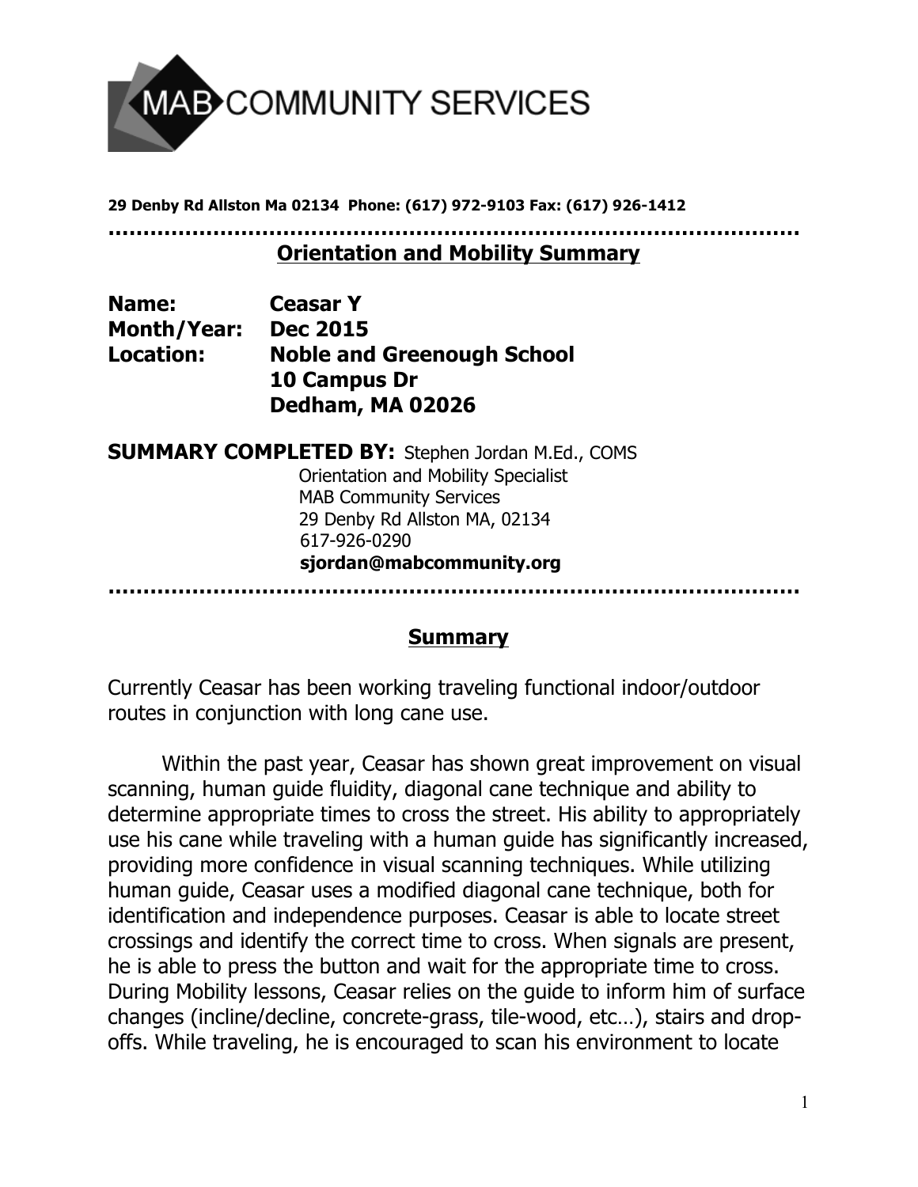MAB COMMUNITY SERVICES

**29 Denby Rd Allston Ma 02134 Phone: (617) 972-9103 Fax: (617) 926-1412**

## Orientation and Mobility Summary

**Name:** **Ceasar Y**
**Month/Year:** **Dec 2015**
**Location:** **Noble and Greenough School**
**10 Campus Dr**
**Dedham, MA 02026**

**SUMMARY COMPLETED BY:** Stephen Jordan M.Ed., COMS
Orientation and Mobility Specialist
MAB Community Services
29 Denby Rd Allston MA, 02134
617-926-0290
**sjordan@mabcommunity.org**

## Summary

Currently Ceasar has been working traveling functional indoor/outdoor routes in conjunction with long cane use.

Within the past year, Ceasar has shown great improvement on visual scanning, human guide fluidity, diagonal cane technique and ability to determine appropriate times to cross the street. His ability to appropriately use his cane while traveling with a human guide has significantly increased, providing more confidence in visual scanning techniques. While utilizing human guide, Ceasar uses a modified diagonal cane technique, both for identification and independence purposes. Ceasar is able to locate street crossings and identify the correct time to cross. When signals are present, he is able to press the button and wait for the appropriate time to cross. During Mobility lessons, Ceasar relies on the guide to inform him of surface changes (incline/decline, concrete-grass, tile-wood, etc…), stairs and drop-offs. While traveling, he is encouraged to scan his environment to locate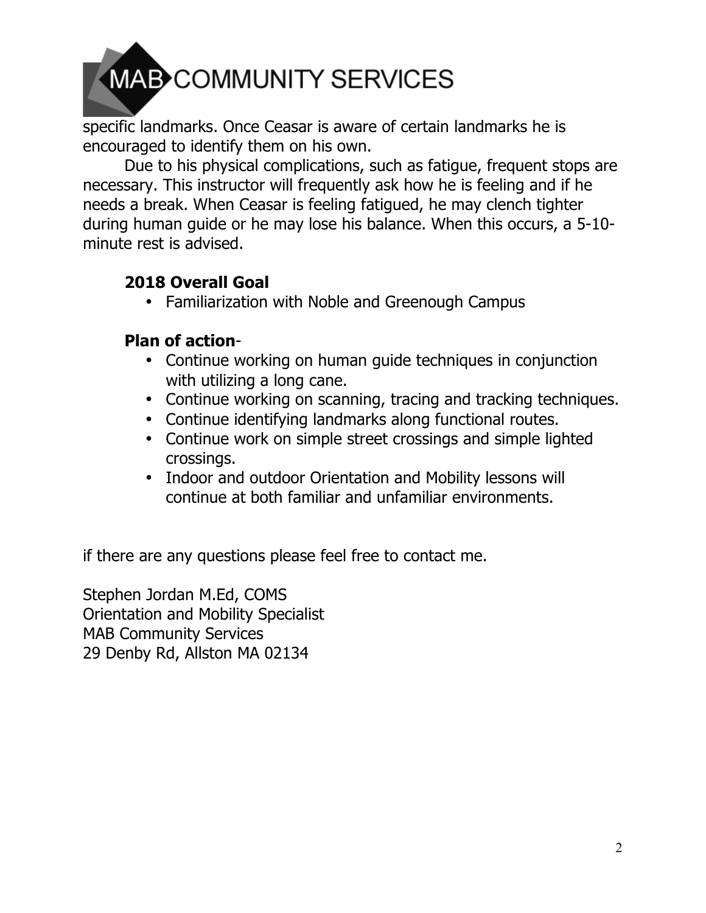specific landmarks. Once Ceasar is aware of certain landmarks he is encouraged to identify them on his own.

Due to his physical complications, such as fatigue, frequent stops are necessary. This instructor will frequently ask how he is feeling and if he needs a break. When Ceasar is feeling fatigued, he may clench tighter during human guide or he may lose his balance. When this occurs, a 5-10-minute rest is advised.

**2018 Overall Goal**

- Familiarization with Noble and Greenough Campus

**Plan of action**-

- Continue working on human guide techniques in conjunction with utilizing a long cane.
- Continue working on scanning, tracing and tracking techniques.
- Continue identifying landmarks along functional routes.
- Continue work on simple street crossings and simple lighted crossings.
- Indoor and outdoor Orientation and Mobility lessons will continue at both familiar and unfamiliar environments.

if there are any questions please feel free to contact me.

Stephen Jordan M.Ed, COMS
Orientation and Mobility Specialist
MAB Community Services
29 Denby Rd, Allston MA 02134